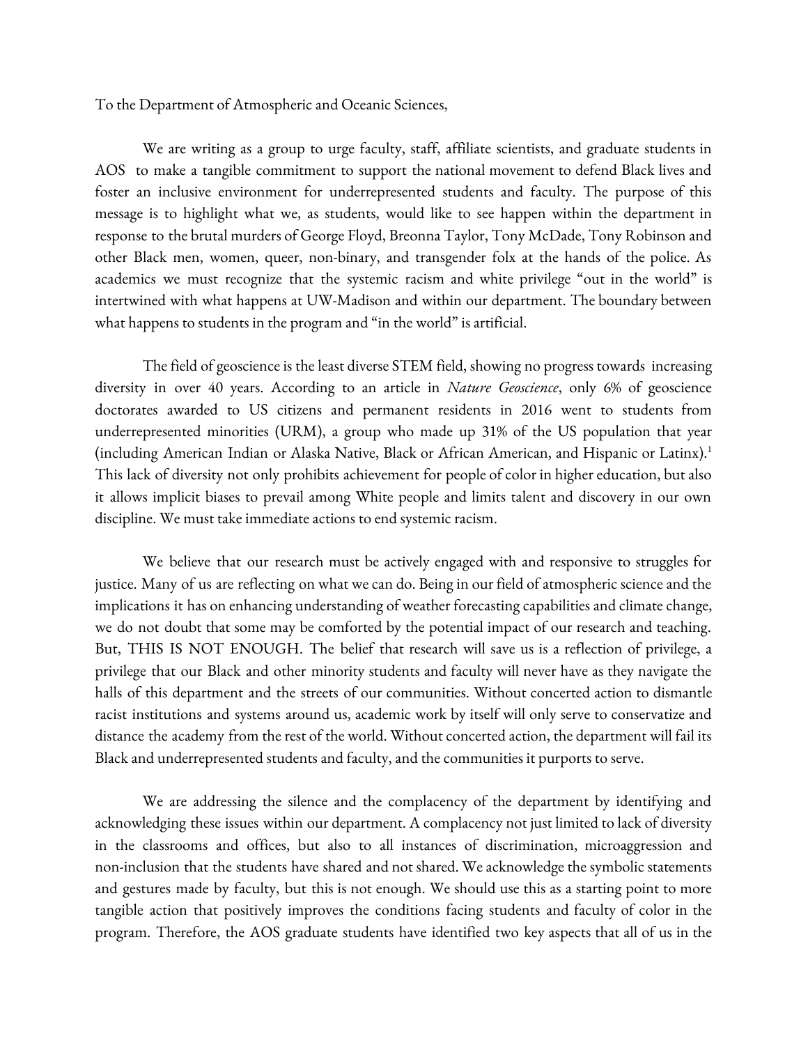To the Department of Atmospheric and Oceanic Sciences,

We are writing as a group to urge faculty, staff, affiliate scientists, and graduate students in AOS to make a tangible commitment to support the national movement to defend Black lives and foster an inclusive environment for underrepresented students and faculty. The purpose of this message is to highlight what we, as students, would like to see happen within the department in response to the brutal murders of George Floyd, Breonna Taylor, Tony McDade, Tony Robinson and other Black men, women, queer, non-binary, and transgender folx at the hands of the police. As academics we must recognize that the systemic racism and white privilege "out in the world" is intertwined with what happens at UW-Madison and within our department. The boundary between what happens to students in the program and "in the world" is artificial.

The field of geoscience is the least diverse STEM field, showing no progress towards increasing diversity in over 40 years. According to an article in *Nature Geoscience*, only 6% of geoscience doctorates awarded to US citizens and permanent residents in 2016 went to students from underrepresented minorities (URM), a group who made up 31% of the US population that year (including American Indian or Alaska Native, Black or African American, and Hispanic or Latinx).[1] This lack of diversity not only prohibits achievement for people of color in higher education, but also it allows implicit biases to prevail among White people and limits talent and discovery in our own discipline. We must take immediate actions to end systemic racism.

We believe that our research must be actively engaged with and responsive to struggles for justice. Many of us are reflecting on what we can do. Being in our field of atmospheric science and the implications it has on enhancing understanding of weather forecasting capabilities and climate change, we do not doubt that some may be comforted by the potential impact of our research and teaching. But, THIS IS NOT ENOUGH. The belief that research will save us is a reflection of privilege, a privilege that our Black and other minority students and faculty will never have as they navigate the halls of this department and the streets of our communities. Without concerted action to dismantle racist institutions and systems around us, academic work by itself will only serve to conservatize and distance the academy from the rest of the world. Without concerted action, the department will fail its Black and underrepresented students and faculty, and the communities it purports to serve.

We are addressing the silence and the complacency of the department by identifying and acknowledging these issues within our department. A complacency not just limited to lack of diversity in the classrooms and offices, but also to all instances of discrimination, microaggression and non-inclusion that the students have shared and not shared. We acknowledge the symbolic statements and gestures made by faculty, but this is not enough. We should use this as a starting point to more tangible action that positively improves the conditions facing students and faculty of color in the program. Therefore, the AOS graduate students have identified two key aspects that all of us in the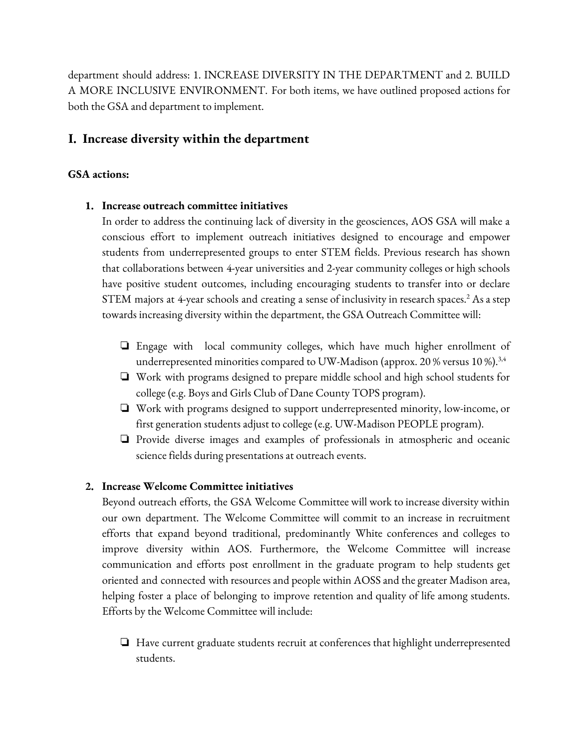department should address: 1. INCREASE DIVERSITY IN THE DEPARTMENT and 2. BUILD A MORE INCLUSIVE ENVIRONMENT. For both items, we have outlined proposed actions for both the GSA and department to implement.

## I. Increase diversity within the department

**GSA actions:**

1. **Increase outreach committee initiatives**

   In order to address the continuing lack of diversity in the geosciences, AOS GSA will make a conscious effort to implement outreach initiatives designed to encourage and empower students from underrepresented groups to enter STEM fields. Previous research has shown that collaborations between 4-year universities and 2-year community colleges or high schools have positive student outcomes, including encouraging students to transfer into or declare STEM majors at 4-year schools and creating a sense of inclusivity in research spaces.[2] As a step towards increasing diversity within the department, the GSA Outreach Committee will:

   - ❏ Engage with local community colleges, which have much higher enrollment of underrepresented minorities compared to UW-Madison (approx. 20 % versus 10 %).[3,4]
   - ❏ Work with programs designed to prepare middle school and high school students for college (e.g. Boys and Girls Club of Dane County TOPS program).
   - ❏ Work with programs designed to support underrepresented minority, low-income, or first generation students adjust to college (e.g. UW-Madison PEOPLE program).
   - ❏ Provide diverse images and examples of professionals in atmospheric and oceanic science fields during presentations at outreach events.

2. **Increase Welcome Committee initiatives**

   Beyond outreach efforts, the GSA Welcome Committee will work to increase diversity within our own department. The Welcome Committee will commit to an increase in recruitment efforts that expand beyond traditional, predominantly White conferences and colleges to improve diversity within AOS. Furthermore, the Welcome Committee will increase communication and efforts post enrollment in the graduate program to help students get oriented and connected with resources and people within AOSS and the greater Madison area, helping foster a place of belonging to improve retention and quality of life among students. Efforts by the Welcome Committee will include:

   - ❏ Have current graduate students recruit at conferences that highlight underrepresented students.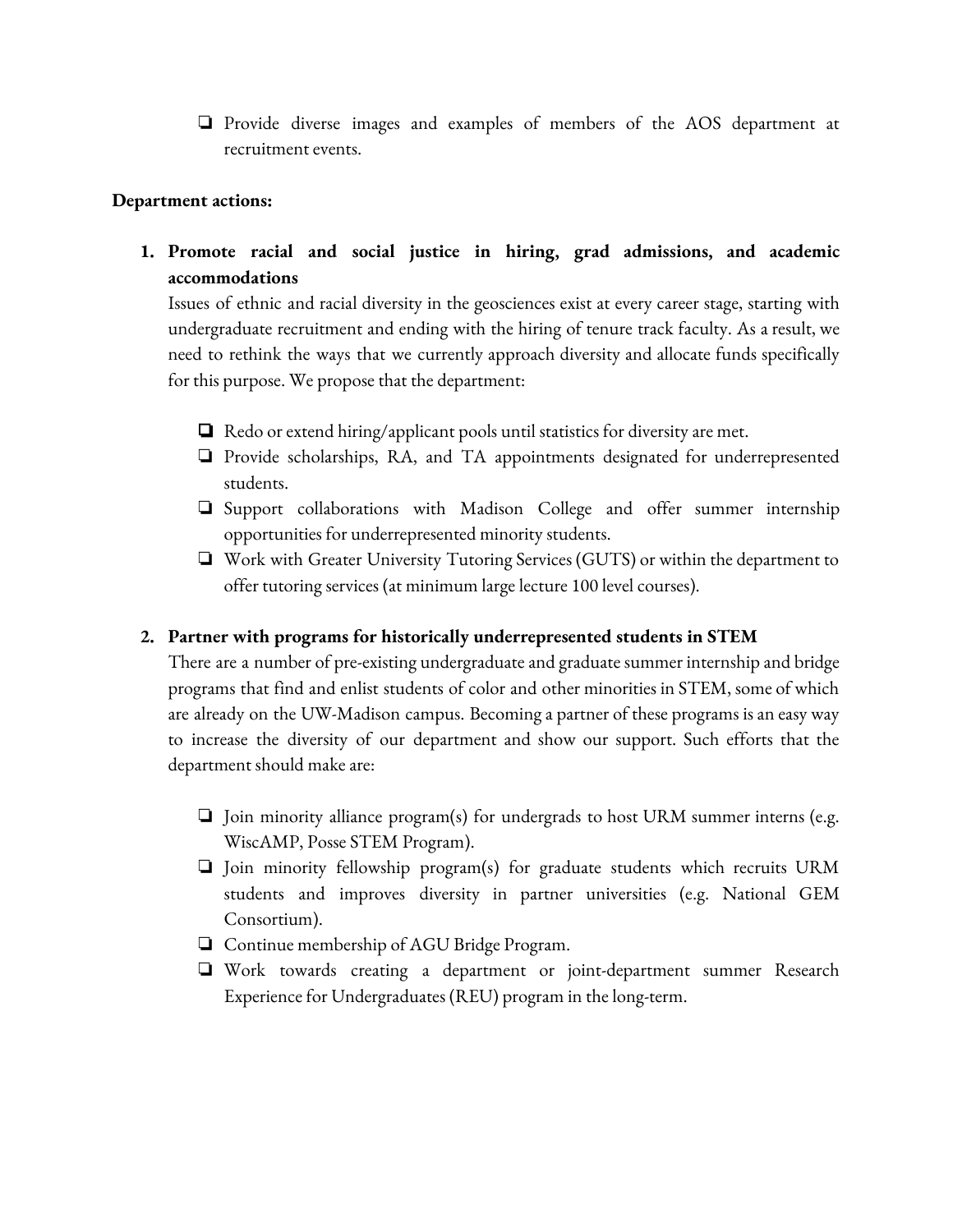- [ ] Provide diverse images and examples of members of the AOS department at recruitment events.

**Department actions:**

1. **Promote racial and social justice in hiring, grad admissions, and academic accommodations**

   Issues of ethnic and racial diversity in the geosciences exist at every career stage, starting with undergraduate recruitment and ending with the hiring of tenure track faculty. As a result, we need to rethink the ways that we currently approach diversity and allocate funds specifically for this purpose. We propose that the department:

   - [ ] Redo or extend hiring/applicant pools until statistics for diversity are met.
   - [ ] Provide scholarships, RA, and TA appointments designated for underrepresented students.
   - [ ] Support collaborations with Madison College and offer summer internship opportunities for underrepresented minority students.
   - [ ] Work with Greater University Tutoring Services (GUTS) or within the department to offer tutoring services (at minimum large lecture 100 level courses).

2. **Partner with programs for historically underrepresented students in STEM**

   There are a number of pre-existing undergraduate and graduate summer internship and bridge programs that find and enlist students of color and other minorities in STEM, some of which are already on the UW-Madison campus. Becoming a partner of these programs is an easy way to increase the diversity of our department and show our support. Such efforts that the department should make are:

   - [ ] Join minority alliance program(s) for undergrads to host URM summer interns (e.g. WiscAMP, Posse STEM Program).
   - [ ] Join minority fellowship program(s) for graduate students which recruits URM students and improves diversity in partner universities (e.g. National GEM Consortium).
   - [ ] Continue membership of AGU Bridge Program.
   - [ ] Work towards creating a department or joint-department summer Research Experience for Undergraduates (REU) program in the long-term.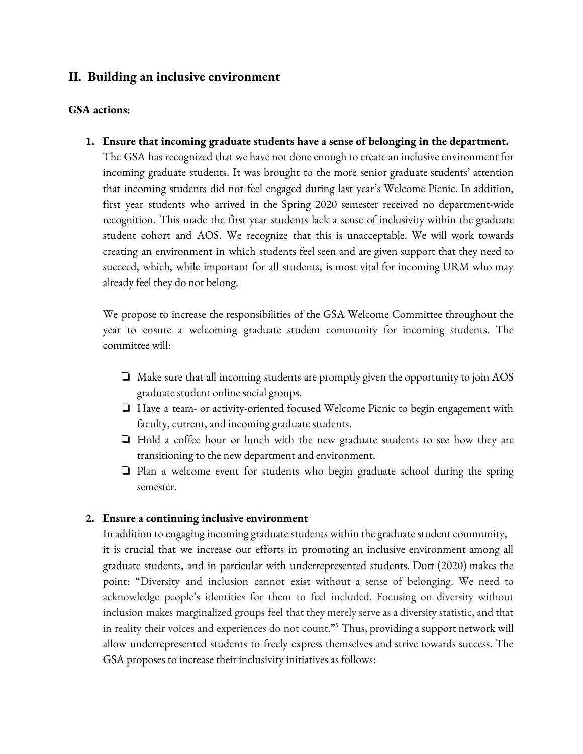## II. Building an inclusive environment

**GSA actions:**

1. **Ensure that incoming graduate students have a sense of belonging in the department.** The GSA has recognized that we have not done enough to create an inclusive environment for incoming graduate students. It was brought to the more senior graduate students' attention that incoming students did not feel engaged during last year's Welcome Picnic. In addition, first year students who arrived in the Spring 2020 semester received no department-wide recognition. This made the first year students lack a sense of inclusivity within the graduate student cohort and AOS. We recognize that this is unacceptable. We will work towards creating an environment in which students feel seen and are given support that they need to succeed, which, while important for all students, is most vital for incoming URM who may already feel they do not belong.

   We propose to increase the responsibilities of the GSA Welcome Committee throughout the year to ensure a welcoming graduate student community for incoming students. The committee will:

   - [ ] Make sure that all incoming students are promptly given the opportunity to join AOS graduate student online social groups.
   - [ ] Have a team- or activity-oriented focused Welcome Picnic to begin engagement with faculty, current, and incoming graduate students.
   - [ ] Hold a coffee hour or lunch with the new graduate students to see how they are transitioning to the new department and environment.
   - [ ] Plan a welcome event for students who begin graduate school during the spring semester.

2. **Ensure a continuing inclusive environment**
   In addition to engaging incoming graduate students within the graduate student community, it is crucial that we increase our efforts in promoting an inclusive environment among all graduate students, and in particular with underrepresented students. Dutt (2020) makes the point: "Diversity and inclusion cannot exist without a sense of belonging. We need to acknowledge people's identities for them to feel included. Focusing on diversity without inclusion makes marginalized groups feel that they merely serve as a diversity statistic, and that in reality their voices and experiences do not count."[5] Thus, providing a support network will allow underrepresented students to freely express themselves and strive towards success. The GSA proposes to increase their inclusivity initiatives as follows: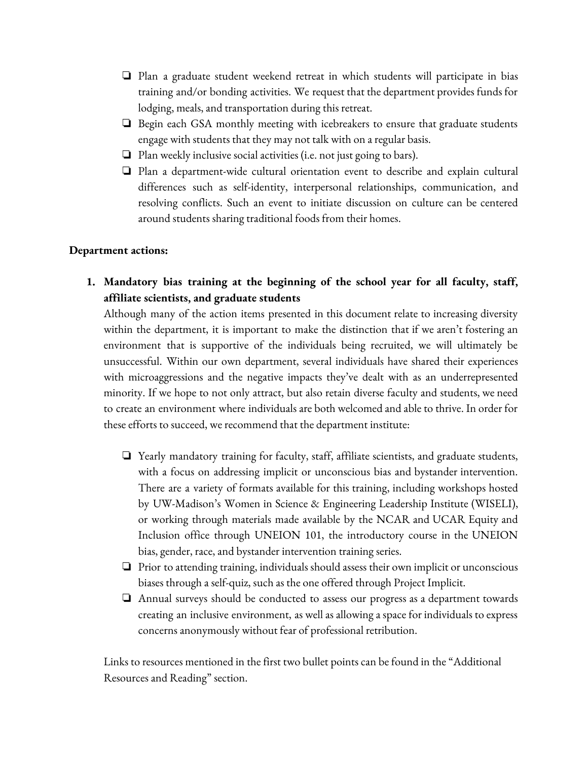- ❏ Plan a graduate student weekend retreat in which students will participate in bias training and/or bonding activities. We request that the department provides funds for lodging, meals, and transportation during this retreat.
- ❏ Begin each GSA monthly meeting with icebreakers to ensure that graduate students engage with students that they may not talk with on a regular basis.
- ❏ Plan weekly inclusive social activities (i.e. not just going to bars).
- ❏ Plan a department-wide cultural orientation event to describe and explain cultural differences such as self-identity, interpersonal relationships, communication, and resolving conflicts. Such an event to initiate discussion on culture can be centered around students sharing traditional foods from their homes.

**Department actions:**

1. **Mandatory bias training at the beginning of the school year for all faculty, staff, affiliate scientists, and graduate students**

   Although many of the action items presented in this document relate to increasing diversity within the department, it is important to make the distinction that if we aren't fostering an environment that is supportive of the individuals being recruited, we will ultimately be unsuccessful. Within our own department, several individuals have shared their experiences with microaggressions and the negative impacts they've dealt with as an underrepresented minority. If we hope to not only attract, but also retain diverse faculty and students, we need to create an environment where individuals are both welcomed and able to thrive. In order for these efforts to succeed, we recommend that the department institute:

   - ❏ Yearly mandatory training for faculty, staff, affiliate scientists, and graduate students, with a focus on addressing implicit or unconscious bias and bystander intervention. There are a variety of formats available for this training, including workshops hosted by UW-Madison's Women in Science & Engineering Leadership Institute (WISELI), or working through materials made available by the NCAR and UCAR Equity and Inclusion office through UNEION 101, the introductory course in the UNEION bias, gender, race, and bystander intervention training series.
   - ❏ Prior to attending training, individuals should assess their own implicit or unconscious biases through a self-quiz, such as the one offered through Project Implicit.
   - ❏ Annual surveys should be conducted to assess our progress as a department towards creating an inclusive environment, as well as allowing a space for individuals to express concerns anonymously without fear of professional retribution.

   Links to resources mentioned in the first two bullet points can be found in the "Additional Resources and Reading" section.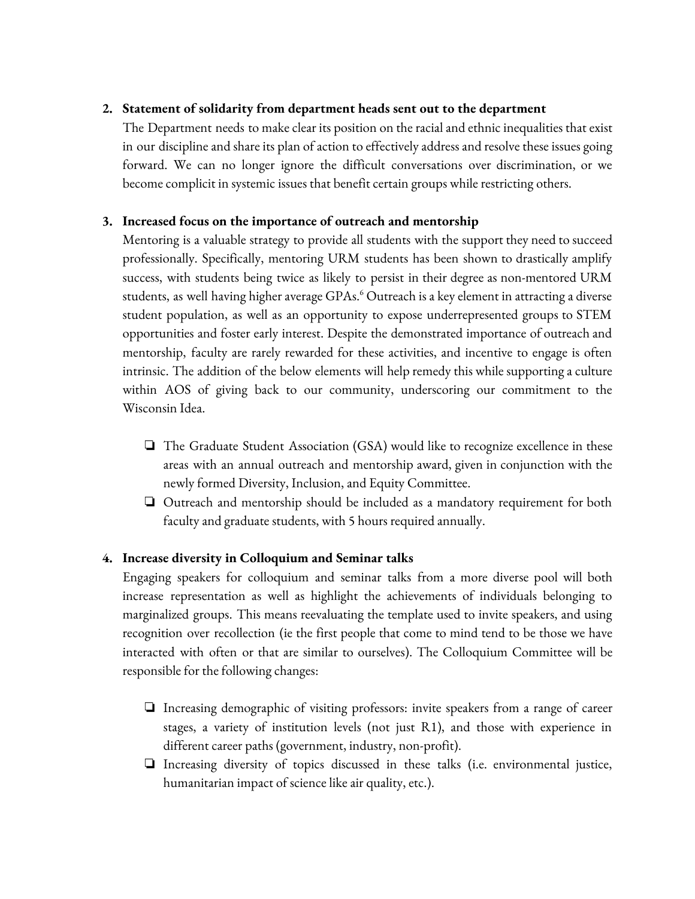2. **Statement of solidarity from department heads sent out to the department**
   The Department needs to make clear its position on the racial and ethnic inequalities that exist in our discipline and share its plan of action to effectively address and resolve these issues going forward. We can no longer ignore the difficult conversations over discrimination, or we become complicit in systemic issues that benefit certain groups while restricting others.

3. **Increased focus on the importance of outreach and mentorship**
   Mentoring is a valuable strategy to provide all students with the support they need to succeed professionally. Specifically, mentoring URM students has been shown to drastically amplify success, with students being twice as likely to persist in their degree as non-mentored URM students, as well having higher average GPAs.[6] Outreach is a key element in attracting a diverse student population, as well as an opportunity to expose underrepresented groups to STEM opportunities and foster early interest. Despite the demonstrated importance of outreach and mentorship, faculty are rarely rewarded for these activities, and incentive to engage is often intrinsic. The addition of the below elements will help remedy this while supporting a culture within AOS of giving back to our community, underscoring our commitment to the Wisconsin Idea.

   - The Graduate Student Association (GSA) would like to recognize excellence in these areas with an annual outreach and mentorship award, given in conjunction with the newly formed Diversity, Inclusion, and Equity Committee.
   - Outreach and mentorship should be included as a mandatory requirement for both faculty and graduate students, with 5 hours required annually.

4. **Increase diversity in Colloquium and Seminar talks**
   Engaging speakers for colloquium and seminar talks from a more diverse pool will both increase representation as well as highlight the achievements of individuals belonging to marginalized groups. This means reevaluating the template used to invite speakers, and using recognition over recollection (ie the first people that come to mind tend to be those we have interacted with often or that are similar to ourselves). The Colloquium Committee will be responsible for the following changes:

   - Increasing demographic of visiting professors: invite speakers from a range of career stages, a variety of institution levels (not just R1), and those with experience in different career paths (government, industry, non-profit).
   - Increasing diversity of topics discussed in these talks (i.e. environmental justice, humanitarian impact of science like air quality, etc.).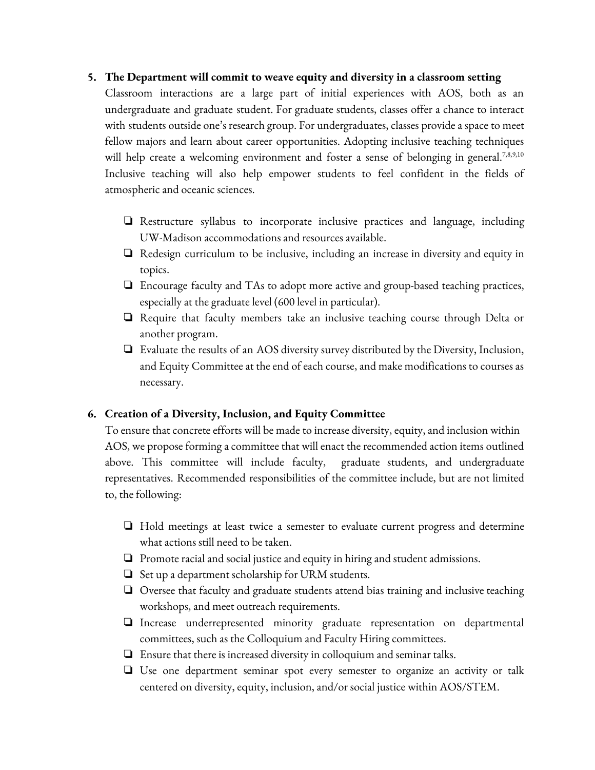5. **The Department will commit to weave equity and diversity in a classroom setting**

Classroom interactions are a large part of initial experiences with AOS, both as an undergraduate and graduate student. For graduate students, classes offer a chance to interact with students outside one's research group. For undergraduates, classes provide a space to meet fellow majors and learn about career opportunities. Adopting inclusive teaching techniques will help create a welcoming environment and foster a sense of belonging in general.[7,8,9,10] Inclusive teaching will also help empower students to feel confident in the fields of atmospheric and oceanic sciences.

- ❏ Restructure syllabus to incorporate inclusive practices and language, including UW-Madison accommodations and resources available.
- ❏ Redesign curriculum to be inclusive, including an increase in diversity and equity in topics.
- ❏ Encourage faculty and TAs to adopt more active and group-based teaching practices, especially at the graduate level (600 level in particular).
- ❏ Require that faculty members take an inclusive teaching course through Delta or another program.
- ❏ Evaluate the results of an AOS diversity survey distributed by the Diversity, Inclusion, and Equity Committee at the end of each course, and make modifications to courses as necessary.

6. **Creation of a Diversity, Inclusion, and Equity Committee**

To ensure that concrete efforts will be made to increase diversity, equity, and inclusion within AOS, we propose forming a committee that will enact the recommended action items outlined above. This committee will include faculty, graduate students, and undergraduate representatives. Recommended responsibilities of the committee include, but are not limited to, the following:

- ❏ Hold meetings at least twice a semester to evaluate current progress and determine what actions still need to be taken.
- ❏ Promote racial and social justice and equity in hiring and student admissions.
- ❏ Set up a department scholarship for URM students.
- ❏ Oversee that faculty and graduate students attend bias training and inclusive teaching workshops, and meet outreach requirements.
- ❏ Increase underrepresented minority graduate representation on departmental committees, such as the Colloquium and Faculty Hiring committees.
- ❏ Ensure that there is increased diversity in colloquium and seminar talks.
- ❏ Use one department seminar spot every semester to organize an activity or talk centered on diversity, equity, inclusion, and/or social justice within AOS/STEM.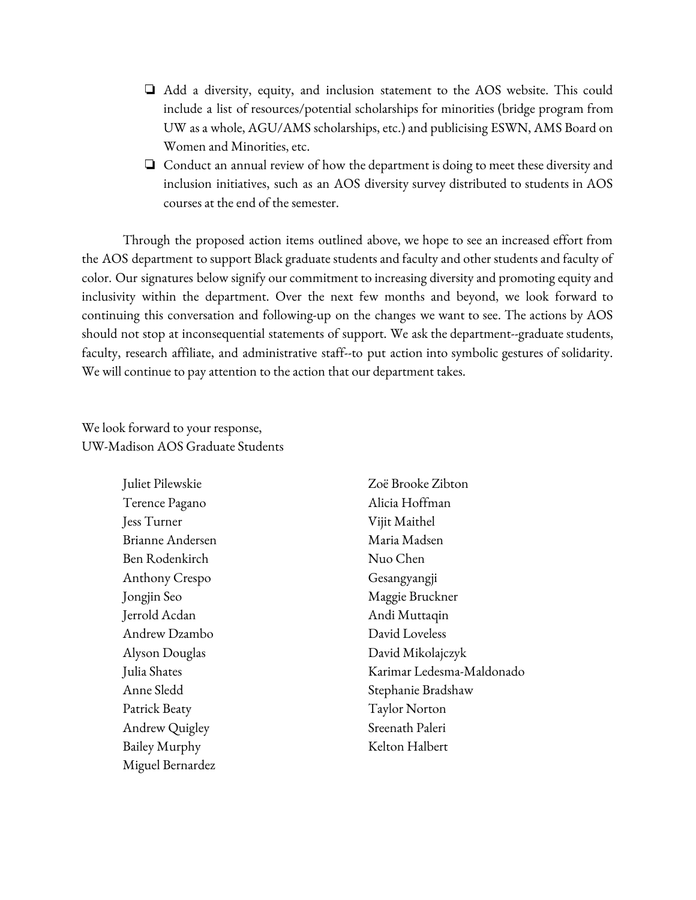- ❏ Add a diversity, equity, and inclusion statement to the AOS website. This could include a list of resources/potential scholarships for minorities (bridge program from UW as a whole, AGU/AMS scholarships, etc.) and publicising ESWN, AMS Board on Women and Minorities, etc.
- ❏ Conduct an annual review of how the department is doing to meet these diversity and inclusion initiatives, such as an AOS diversity survey distributed to students in AOS courses at the end of the semester.

Through the proposed action items outlined above, we hope to see an increased effort from the AOS department to support Black graduate students and faculty and other students and faculty of color. Our signatures below signify our commitment to increasing diversity and promoting equity and inclusivity within the department. Over the next few months and beyond, we look forward to continuing this conversation and following-up on the changes we want to see. The actions by AOS should not stop at inconsequential statements of support. We ask the department--graduate students, faculty, research affiliate, and administrative staff--to put action into symbolic gestures of solidarity. We will continue to pay attention to the action that our department takes.

We look forward to your response,
UW-Madison AOS Graduate Students

Juliet Pilewskie
Terence Pagano
Jess Turner
Brianne Andersen
Ben Rodenkirch
Anthony Crespo
Jongjin Seo
Jerrold Acdan
Andrew Dzambo
Alyson Douglas
Julia Shates
Anne Sledd
Patrick Beaty
Andrew Quigley
Bailey Murphy
Miguel Bernardez
Zoë Brooke Zibton
Alicia Hoffman
Vijit Maithel
Maria Madsen
Nuo Chen
Gesangyangji
Maggie Bruckner
Andi Muttaqin
David Loveless
David Mikolajczyk
Karimar Ledesma-Maldonado
Stephanie Bradshaw
Taylor Norton
Sreenath Paleri
Kelton Halbert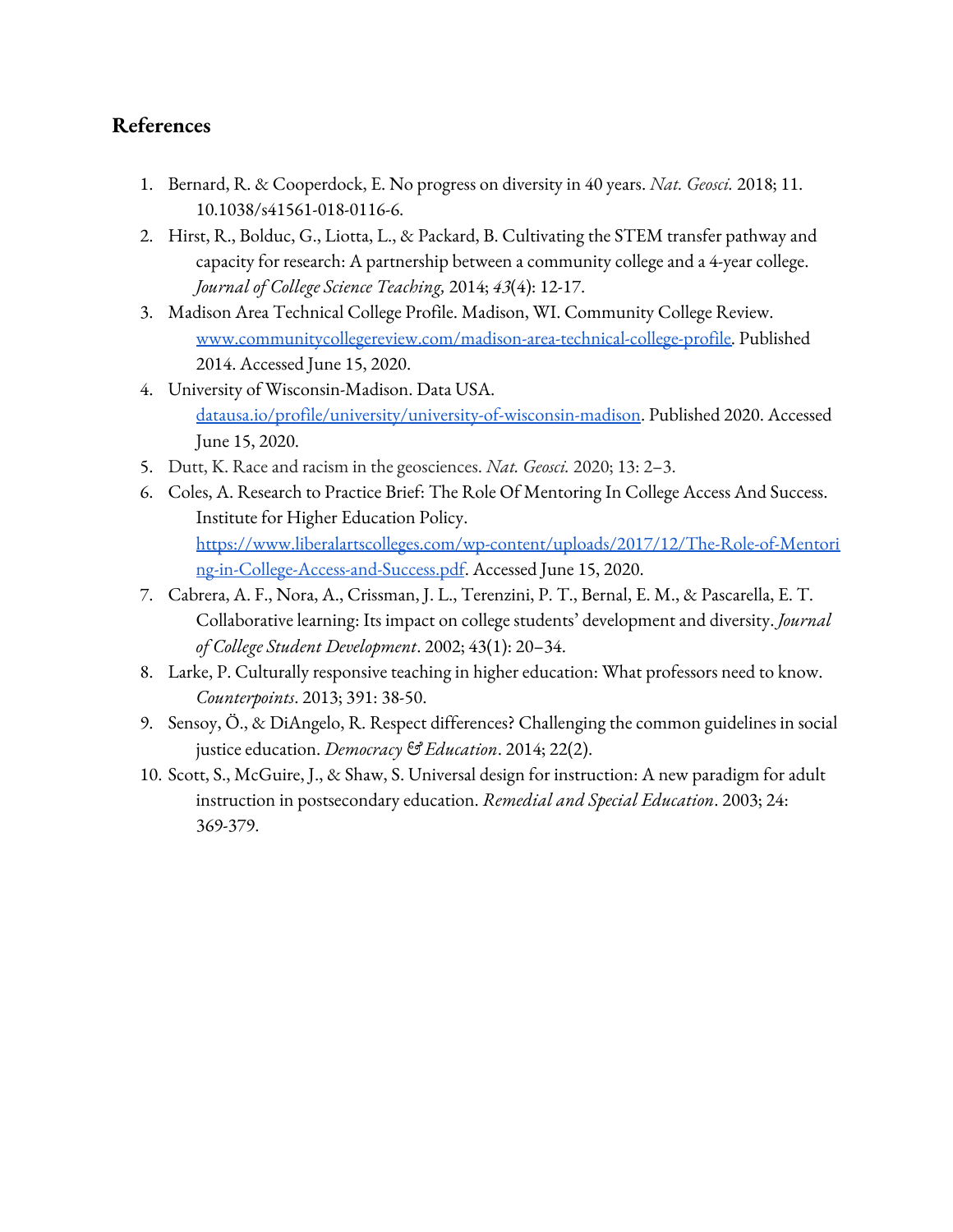## References

1. Bernard, R. & Cooperdock, E. No progress on diversity in 40 years. *Nat. Geosci.* 2018; 11. 10.1038/s41561-018-0116-6.
2. Hirst, R., Bolduc, G., Liotta, L., & Packard, B. Cultivating the STEM transfer pathway and capacity for research: A partnership between a community college and a 4-year college. *Journal of College Science Teaching,* 2014; *43*(4): 12-17.
3. Madison Area Technical College Profile. Madison, WI. Community College Review. [www.communitycollegereview.com/madison-area-technical-college-profile](www.communitycollegereview.com/madison-area-technical-college-profile). Published 2014. Accessed June 15, 2020.
4. University of Wisconsin-Madison. Data USA. [datausa.io/profile/university/university-of-wisconsin-madison](datausa.io/profile/university/university-of-wisconsin-madison). Published 2020. Accessed June 15, 2020.
5. Dutt, K. Race and racism in the geosciences. *Nat. Geosci.* 2020; 13: 2–3.
6. Coles, A. Research to Practice Brief: The Role Of Mentoring In College Access And Success. Institute for Higher Education Policy. [https://www.liberalartscolleges.com/wp-content/uploads/2017/12/The-Role-of-Mentoring-in-College-Access-and-Success.pdf](https://www.liberalartscolleges.com/wp-content/uploads/2017/12/The-Role-of-Mentoring-in-College-Access-and-Success.pdf). Accessed June 15, 2020.
7. Cabrera, A. F., Nora, A., Crissman, J. L., Terenzini, P. T., Bernal, E. M., & Pascarella, E. T. Collaborative learning: Its impact on college students' development and diversity. *Journal of College Student Development*. 2002; 43(1): 20–34.
8. Larke, P. Culturally responsive teaching in higher education: What professors need to know. *Counterpoints*. 2013; 391: 38-50.
9. Sensoy, Ö., & DiAngelo, R. Respect differences? Challenging the common guidelines in social justice education. *Democracy & Education*. 2014; 22(2).
10. Scott, S., McGuire, J., & Shaw, S. Universal design for instruction: A new paradigm for adult instruction in postsecondary education. *Remedial and Special Education*. 2003; 24: 369-379.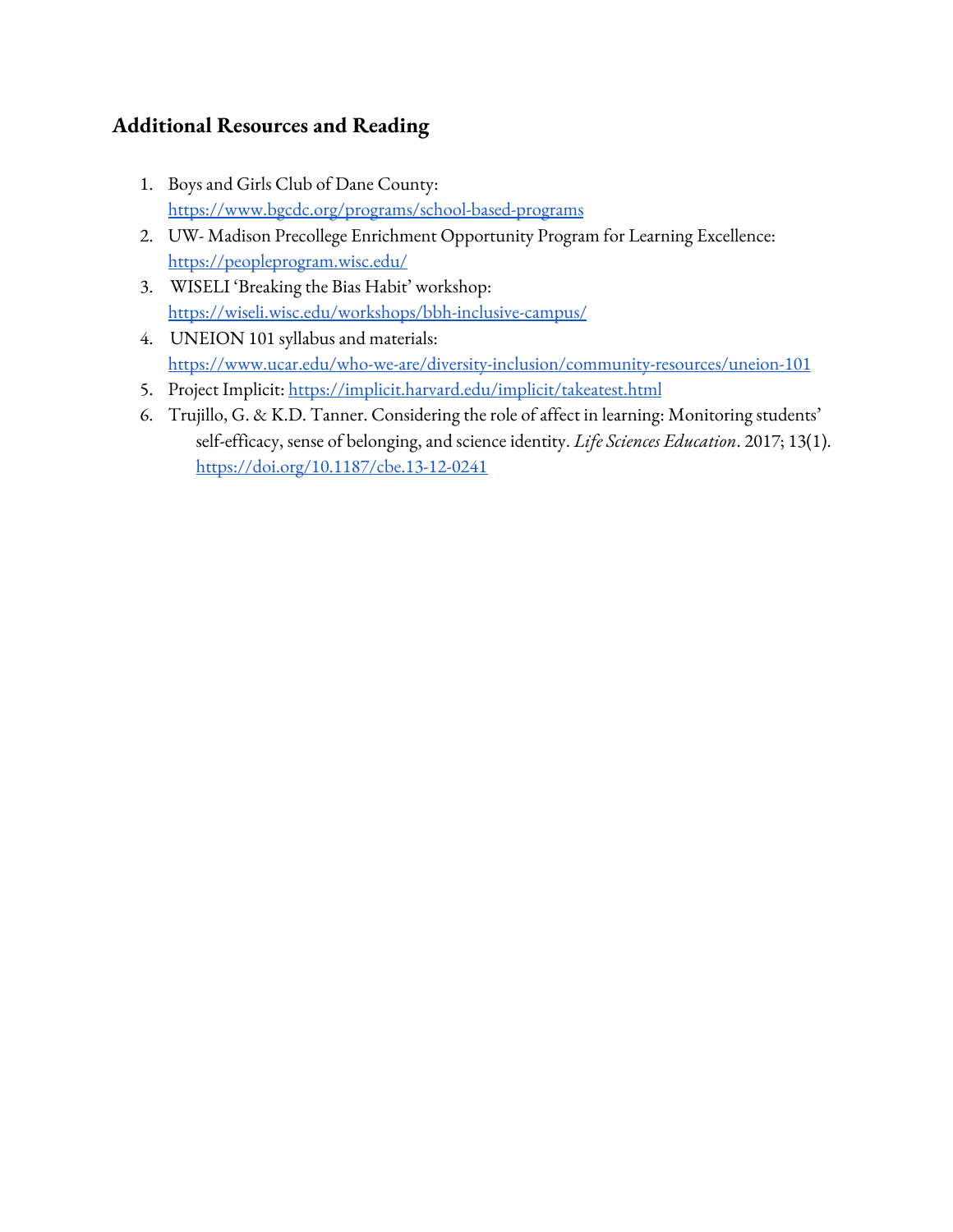## Additional Resources and Reading

1. Boys and Girls Club of Dane County: https://www.bgcdc.org/programs/school-based-programs
2. UW- Madison Precollege Enrichment Opportunity Program for Learning Excellence: https://peopleprogram.wisc.edu/
3. WISELI 'Breaking the Bias Habit' workshop: https://wiseli.wisc.edu/workshops/bbh-inclusive-campus/
4. UNEION 101 syllabus and materials: https://www.ucar.edu/who-we-are/diversity-inclusion/community-resources/uneion-101
5. Project Implicit: https://implicit.harvard.edu/implicit/takeatest.html
6. Trujillo, G. & K.D. Tanner. Considering the role of affect in learning: Monitoring students' self-efficacy, sense of belonging, and science identity. *Life Sciences Education*. 2017; 13(1). https://doi.org/10.1187/cbe.13-12-0241